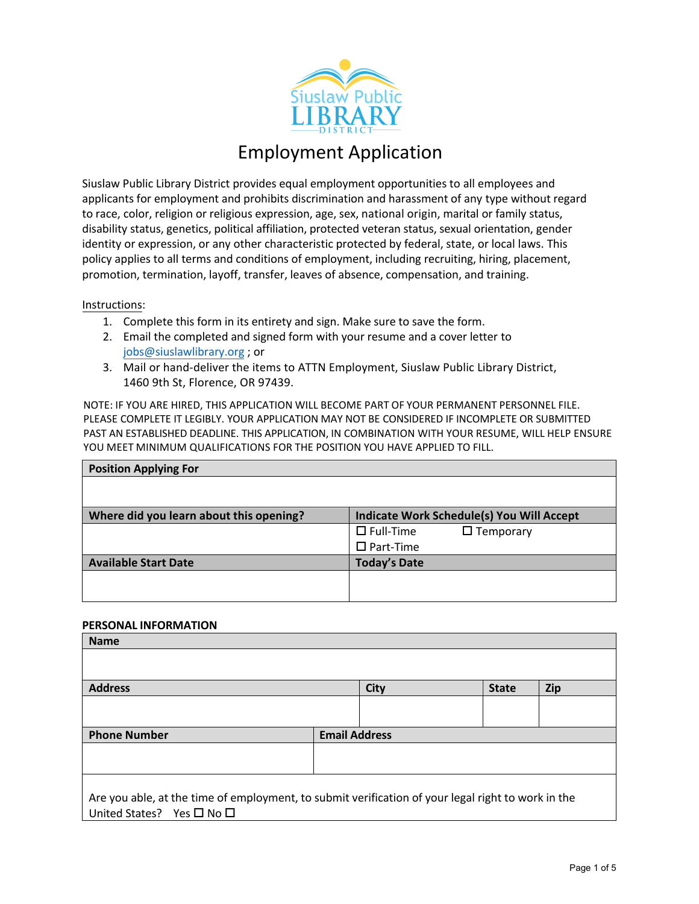Siuslaw Public LIBRARY DISTRICT

# Employment Application

Siuslaw Public Library District provides equal employment opportunities to all employees and applicants for employment and prohibits discrimination and harassment of any type without regard to race, color, religion or religious expression, age, sex, national origin, marital or family status, disability status, genetics, political affiliation, protected veteran status, sexual orientation, gender identity or expression, or any other characteristic protected by federal, state, or local laws. This policy applies to all terms and conditions of employment, including recruiting, hiring, placement, promotion, termination, layoff, transfer, leaves of absence, compensation, and training.

Instructions:

1. Complete this form in its entirety and sign. Make sure to save the form.
2. Email the completed and signed form with your resume and a cover letter to jobs@siuslawlibrary.org ; or
3. Mail or hand-deliver the items to ATTN Employment, Siuslaw Public Library District, 1460 9th St, Florence, OR 97439.

NOTE: IF YOU ARE HIRED, THIS APPLICATION WILL BECOME PART OF YOUR PERMANENT PERSONNEL FILE. PLEASE COMPLETE IT LEGIBLY. YOUR APPLICATION MAY NOT BE CONSIDERED IF INCOMPLETE OR SUBMITTED PAST AN ESTABLISHED DEADLINE. THIS APPLICATION, IN COMBINATION WITH YOUR RESUME, WILL HELP ENSURE YOU MEET MINIMUM QUALIFICATIONS FOR THE POSITION YOU HAVE APPLIED TO FILL.

| **Position Applying For** | |
|---|---|
| | |
| **Where did you learn about this opening?** | **Indicate Work Schedule(s) You Will Accept** |
| | ☐ Full-Time ☐ Temporary<br>☐ Part-Time |
| **Available Start Date** | **Today's Date** |
| | |

**PERSONAL INFORMATION**

| **Name** | | | |
|---|---|---|---|
| | | | |
| **Address** | **City** | **State** | **Zip** |
| | | | |

| **Phone Number** | **Email Address** |
|---|---|
| | |

Are you able, at the time of employment, to submit verification of your legal right to work in the United States? Yes ☐ No ☐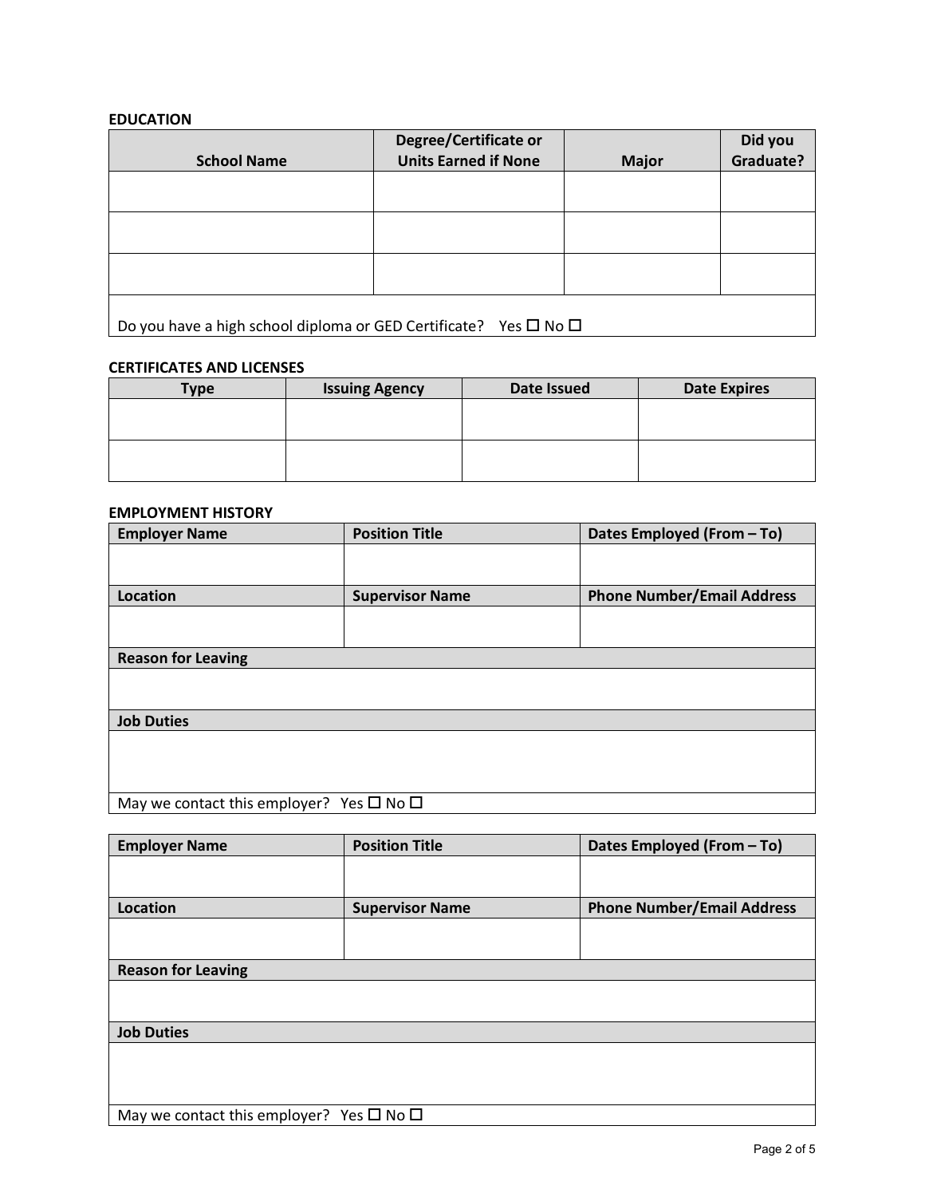### EDUCATION

| School Name | Degree/Certificate or Units Earned if None | Major | Did you Graduate? |
|---|---|---|---|
| | | | |
| | | | |
| | | | |

Do you have a high school diploma or GED Certificate? Yes ☐ No ☐

### CERTIFICATES AND LICENSES

| Type | Issuing Agency | Date Issued | Date Expires |
|---|---|---|---|
| | | | |
| | | | |

### EMPLOYMENT HISTORY

| Employer Name | Position Title | Dates Employed (From – To) |
|---|---|---|
| | | |
| **Location** | **Supervisor Name** | **Phone Number/Email Address** |
| | | |
| **Reason for Leaving** | | |
| | | |
| **Job Duties** | | |
| | | |
| May we contact this employer? Yes ☐ No ☐ | | |

| Employer Name | Position Title | Dates Employed (From – To) |
|---|---|---|
| | | |
| **Location** | **Supervisor Name** | **Phone Number/Email Address** |
| | | |
| **Reason for Leaving** | | |
| | | |
| **Job Duties** | | |
| | | |
| May we contact this employer? Yes ☐ No ☐ | | |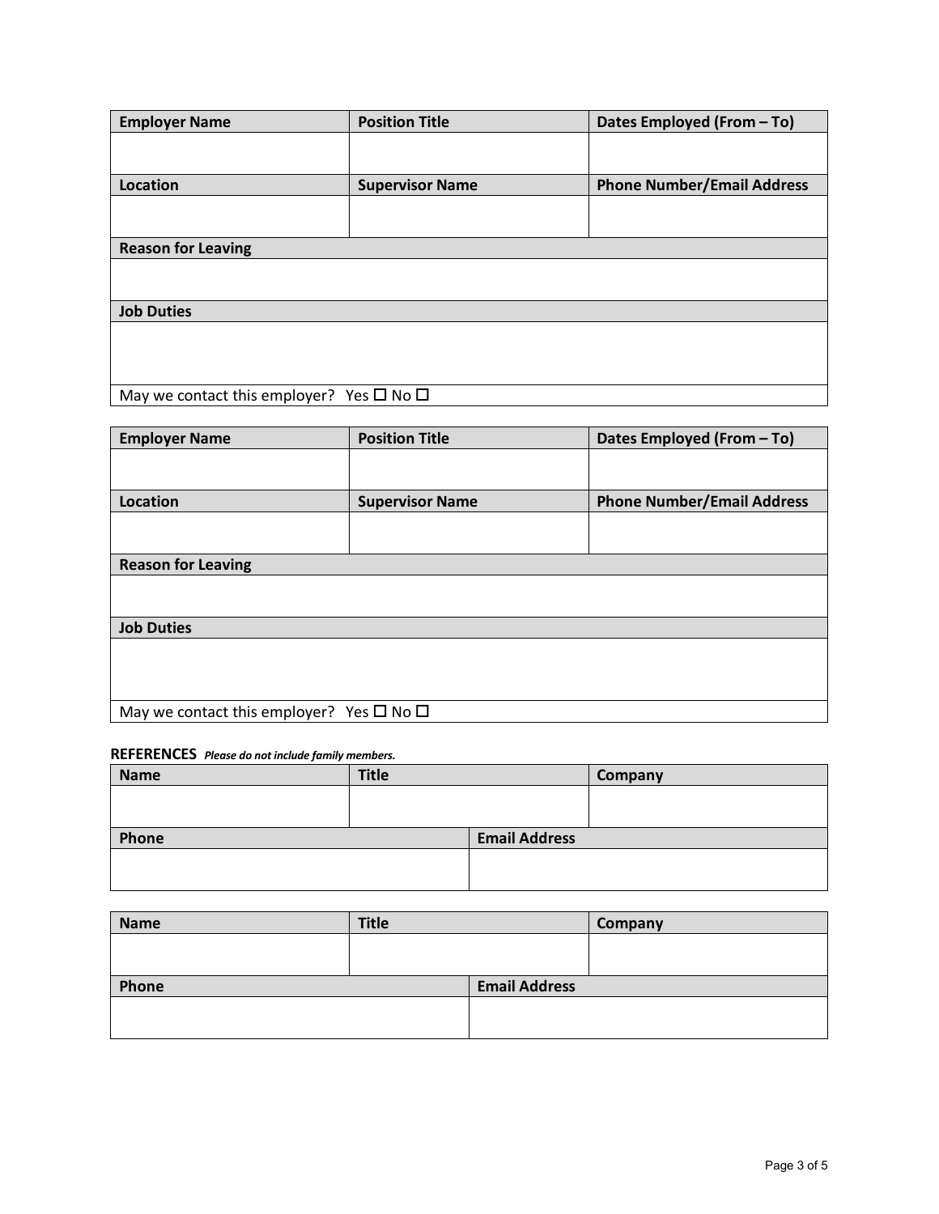| Employer Name | Position Title | Dates Employed (From – To) |
| --- | --- | --- |
| | | |
| **Location** | **Supervisor Name** | **Phone Number/Email Address** |
| | | |
| **Reason for Leaving** | | |
| | | |
| **Job Duties** | | |
| | | |
| May we contact this employer? Yes ☐ No ☐ | | |

| Employer Name | Position Title | Dates Employed (From – To) |
| --- | --- | --- |
| | | |
| **Location** | **Supervisor Name** | **Phone Number/Email Address** |
| | | |
| **Reason for Leaving** | | |
| | | |
| **Job Duties** | | |
| | | |
| May we contact this employer? Yes ☐ No ☐ | | |

**REFERENCES** ***Please do not include family members.***

| Name | Title | Company |
| --- | --- | --- |
| | | |
| **Phone** | **Email Address** | |
| | | |

| Name | Title | Company |
| --- | --- | --- |
| | | |
| **Phone** | **Email Address** | |
| | | |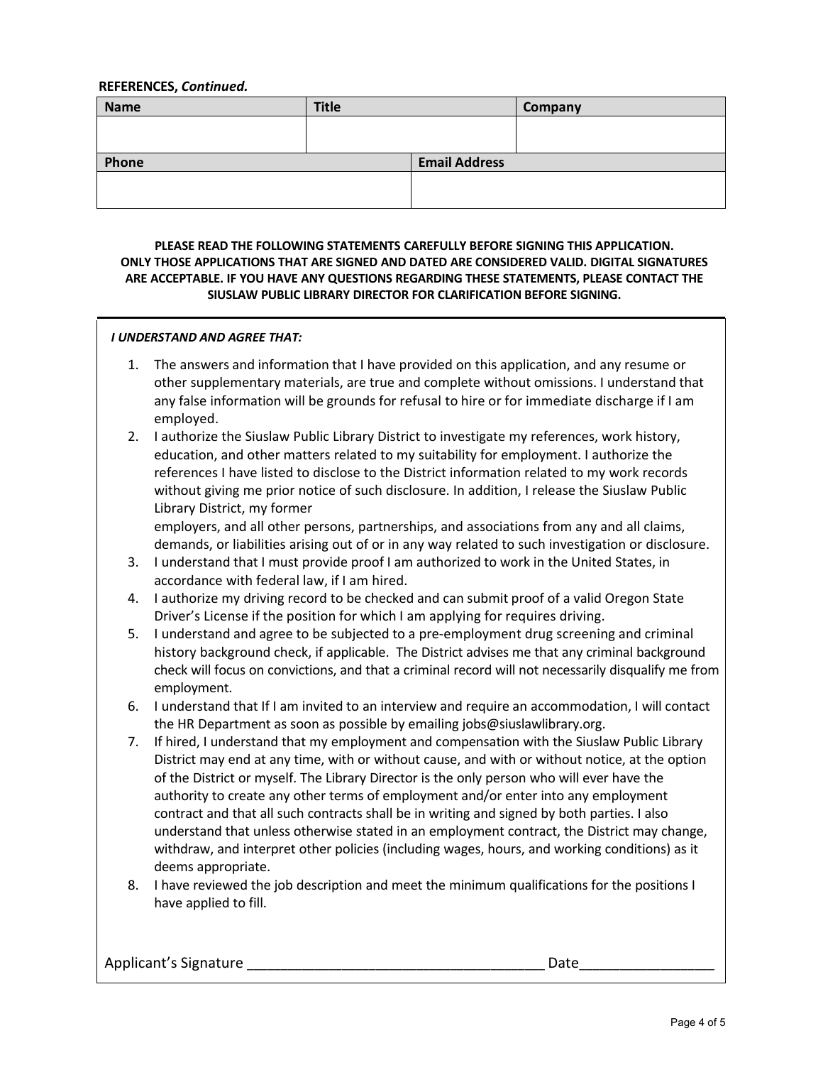**REFERENCES, *Continued.***

| Name | Title | Company |
| --- | --- | --- |
| | | |

| Phone | Email Address |
| --- | --- |
| | |

**PLEASE READ THE FOLLOWING STATEMENTS CAREFULLY BEFORE SIGNING THIS APPLICATION. ONLY THOSE APPLICATIONS THAT ARE SIGNED AND DATED ARE CONSIDERED VALID. DIGITAL SIGNATURES ARE ACCEPTABLE. IF YOU HAVE ANY QUESTIONS REGARDING THESE STATEMENTS, PLEASE CONTACT THE SIUSLAW PUBLIC LIBRARY DIRECTOR FOR CLARIFICATION BEFORE SIGNING.**

***I UNDERSTAND AND AGREE THAT:***

1. The answers and information that I have provided on this application, and any resume or other supplementary materials, are true and complete without omissions. I understand that any false information will be grounds for refusal to hire or for immediate discharge if I am employed.
2. I authorize the Siuslaw Public Library District to investigate my references, work history, education, and other matters related to my suitability for employment. I authorize the references I have listed to disclose to the District information related to my work records without giving me prior notice of such disclosure. In addition, I release the Siuslaw Public Library District, my former employers, and all other persons, partnerships, and associations from any and all claims, demands, or liabilities arising out of or in any way related to such investigation or disclosure.
3. I understand that I must provide proof I am authorized to work in the United States, in accordance with federal law, if I am hired.
4. I authorize my driving record to be checked and can submit proof of a valid Oregon State Driver's License if the position for which I am applying for requires driving.
5. I understand and agree to be subjected to a pre-employment drug screening and criminal history background check, if applicable. The District advises me that any criminal background check will focus on convictions, and that a criminal record will not necessarily disqualify me from employment.
6. I understand that If I am invited to an interview and require an accommodation, I will contact the HR Department as soon as possible by emailing jobs@siuslawlibrary.org.
7. If hired, I understand that my employment and compensation with the Siuslaw Public Library District may end at any time, with or without cause, and with or without notice, at the option of the District or myself. The Library Director is the only person who will ever have the authority to create any other terms of employment and/or enter into any employment contract and that all such contracts shall be in writing and signed by both parties. I also understand that unless otherwise stated in an employment contract, the District may change, withdraw, and interpret other policies (including wages, hours, and working conditions) as it deems appropriate.
8. I have reviewed the job description and meet the minimum qualifications for the positions I have applied to fill.

Applicant's Signature \_\_\_\_\_\_\_\_\_\_\_\_\_\_\_\_\_\_\_\_\_\_\_\_\_\_\_\_\_\_\_\_\_\_\_\_\_\_ Date\_\_\_\_\_\_\_\_\_\_\_\_\_\_\_\_\_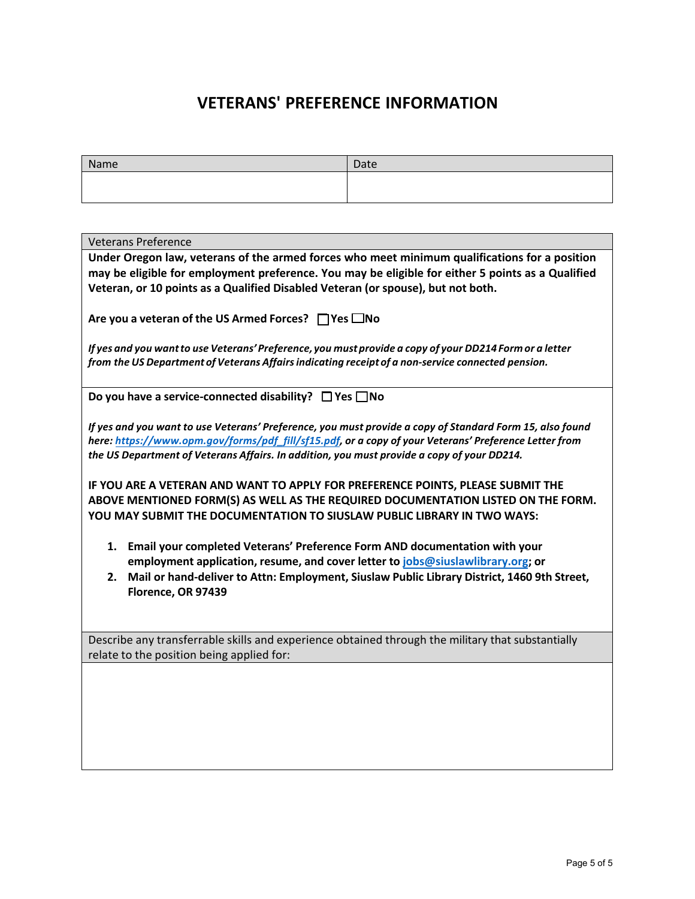# VETERANS' PREFERENCE INFORMATION

| Name | Date |
| --- | --- |
| | |

**Veterans Preference**

**Under Oregon law, veterans of the armed forces who meet minimum qualifications for a position may be eligible for employment preference. You may be eligible for either 5 points as a Qualified Veteran, or 10 points as a Qualified Disabled Veteran (or spouse), but not both.**

**Are you a veteran of the US Armed Forces?** ☐ **Yes** ☐ **No**

***If yes and you want to use Veterans' Preference, you must provide a copy of your DD214 Form or a letter from the US Department of Veterans Affairs indicating receipt of a non-service connected pension.***

**Do you have a service-connected disability?** ☐ **Yes** ☐ **No**

***If yes and you want to use Veterans' Preference, you must provide a copy of Standard Form 15, also found here: https://www.opm.gov/forms/pdf_fill/sf15.pdf, or a copy of your Veterans' Preference Letter from the US Department of Veterans Affairs. In addition, you must provide a copy of your DD214.***

**IF YOU ARE A VETERAN AND WANT TO APPLY FOR PREFERENCE POINTS, PLEASE SUBMIT THE ABOVE MENTIONED FORM(S) AS WELL AS THE REQUIRED DOCUMENTATION LISTED ON THE FORM. YOU MAY SUBMIT THE DOCUMENTATION TO SIUSLAW PUBLIC LIBRARY IN TWO WAYS:**

1. **Email your completed Veterans' Preference Form AND documentation with your employment application, resume, and cover letter to jobs@siuslawlibrary.org; or**
2. **Mail or hand-deliver to Attn: Employment, Siuslaw Public Library District, 1460 9th Street, Florence, OR 97439**

| Describe any transferrable skills and experience obtained through the military that substantially relate to the position being applied for: |
| --- |
| |